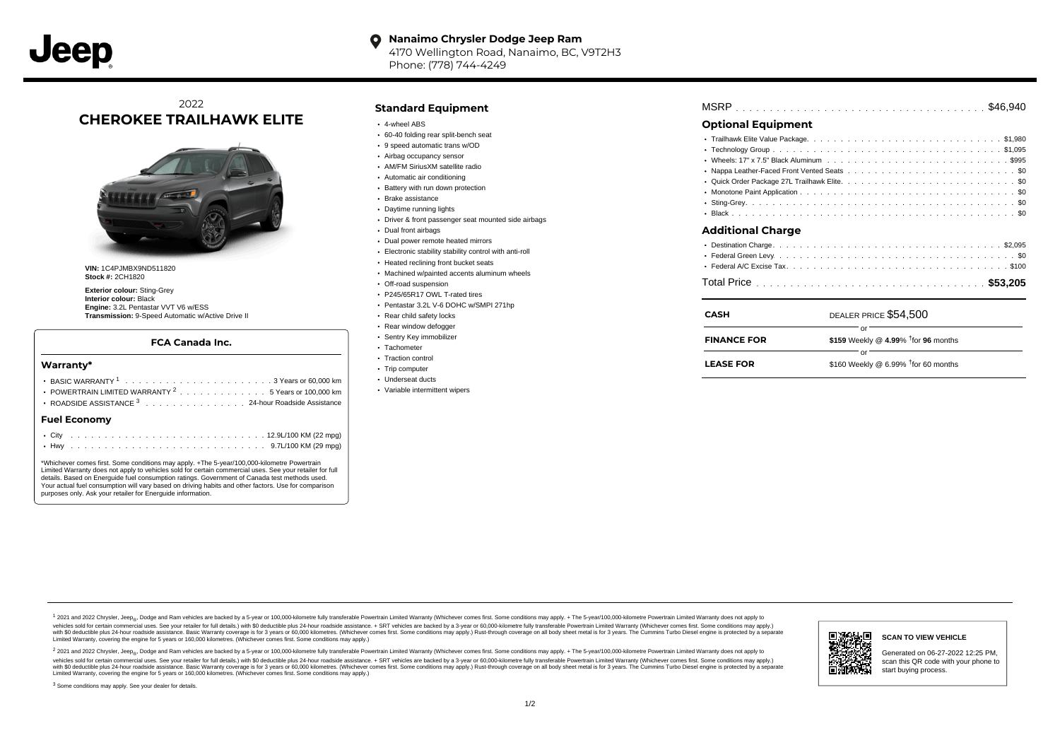**Nanaimo Chrysler Dodge Jeep Ram**
4170 Wellington Road, Nanaimo, BC, V9T2H3
Phone: (778) 744-4249

# 2022 CHEROKEE TRAILHAWK ELITE

**VIN:** 1C4PJMBX9ND511820
**Stock #:** 2CH1820

**Exterior colour:** Sting-Grey
**Interior colour:** Black
**Engine:** 3.2L Pentastar VVT V6 w/ESS
**Transmission:** 9-Speed Automatic w/Active Drive II

### FCA Canada Inc.

#### Warranty*

- BASIC WARRANTY [1] ........ 3 Years or 60,000 km
- POWERTRAIN LIMITED WARRANTY [2] ........ 5 Years or 100,000 km
- ROADSIDE ASSISTANCE [3] ........ 24-hour Roadside Assistance

#### Fuel Economy

- City ........ 12.9L/100 KM (22 mpg)
- Hwy ........ 9.7L/100 KM (29 mpg)

*Whichever comes first. Some conditions may apply. +The 5-year/100,000-kilometre Powertrain Limited Warranty does not apply to vehicles sold for certain commercial uses. See your retailer for full details. Based on Energuide fuel consumption ratings. Government of Canada test methods used. Your actual fuel consumption will vary based on driving habits and other factors. Use for comparison purposes only. Ask your retailer for Energuide information.

## Standard Equipment

- 4-wheel ABS
- 60-40 folding rear split-bench seat
- 9 speed automatic trans w/OD
- Airbag occupancy sensor
- AM/FM SiriusXM satellite radio
- Automatic air conditioning
- Battery with run down protection
- Brake assistance
- Daytime running lights
- Driver & front passenger seat mounted side airbags
- Dual front airbags
- Dual power remote heated mirrors
- Electronic stability stability control with anti-roll
- Heated reclining front bucket seats
- Machined w/painted accents aluminum wheels
- Off-road suspension
- P245/65R17 OWL T-rated tires
- Pentastar 3.2L V-6 DOHC w/SMPI 271hp
- Rear child safety locks
- Rear window defogger
- Sentry Key immobilizer
- Tachometer
- Traction control
- Trip computer
- Underseat ducts
- Variable intermittent wipers

MSRP ........ $46,940

## Optional Equipment

- Trailhawk Elite Value Package ........ $1,980
- Technology Group ........ $1,095
- Wheels: 17" x 7.5" Black Aluminum ........ $995
- Nappa Leather-Faced Front Vented Seats ........ $0
- Quick Order Package 27L Trailhawk Elite ........ $0
- Monotone Paint Application ........ $0
- Sting-Grey ........ $0
- Black ........ $0

## Additional Charge

- Destination Charge ........ $2,095
- Federal Green Levy ........ $0
- Federal A/C Excise Tax ........ $100

Total Price ........ **$53,205**

| | |
|---|---|
| **CASH** | DEALER PRICE $54,500 |
| | or |
| **FINANCE FOR** | **$159** Weekly @ **4.99**% †for **96** months |
| | or |
| **LEASE FOR** | $160 Weekly @ 6.99% †for 60 months |

[1] 2021 and 2022 Chrysler, Jeep®, Dodge and Ram vehicles are backed by a 5-year or 100,000-kilometre fully transferable Powertrain Limited Warranty (Whichever comes first. Some conditions may apply. + The 5-year/100,000-kilometre Powertrain Limited Warranty does not apply to vehicles sold for certain commercial uses. See your retailer for full details.) with $0 deductible plus 24-hour roadside assistance. + SRT vehicles are backed by a 3-year or 60,000-kilometre fully transferable Powertrain Limited Warranty (Whichever comes first. Some conditions may apply.) with $0 deductible plus 24-hour roadside assistance. Basic Warranty coverage is for 3 years or 60,000 kilometres. (Whichever comes first. Some conditions may apply.) Rust-through coverage on all body sheet metal is for 3 years. The Cummins Turbo Diesel engine is protected by a separate Limited Warranty, covering the engine for 5 years or 160,000 kilometres. (Whichever comes first. Some conditions may apply.)

[2] 2021 and 2022 Chrysler, Jeep®, Dodge and Ram vehicles are backed by a 5-year or 100,000-kilometre fully transferable Powertrain Limited Warranty (Whichever comes first. Some conditions may apply. + The 5-year/100,000-kilometre Powertrain Limited Warranty does not apply to vehicles sold for certain commercial uses. See your retailer for full details.) with $0 deductible plus 24-hour roadside assistance. + SRT vehicles are backed by a 3-year or 60,000-kilometre fully transferable Powertrain Limited Warranty (Whichever comes first. Some conditions may apply.) with $0 deductible plus 24-hour roadside assistance. Basic Warranty coverage is for 3 years or 60,000 kilometres. (Whichever comes first. Some conditions may apply.) Rust-through coverage on all body sheet metal is for 3 years. The Cummins Turbo Diesel engine is protected by a separate Limited Warranty, covering the engine for 5 years or 160,000 kilometres. (Whichever comes first. Some conditions may apply.)

[3] Some conditions may apply. See your dealer for details.

**SCAN TO VIEW VEHICLE**

Generated on 06-27-2022 12:25 PM, scan this QR code with your phone to start buying process.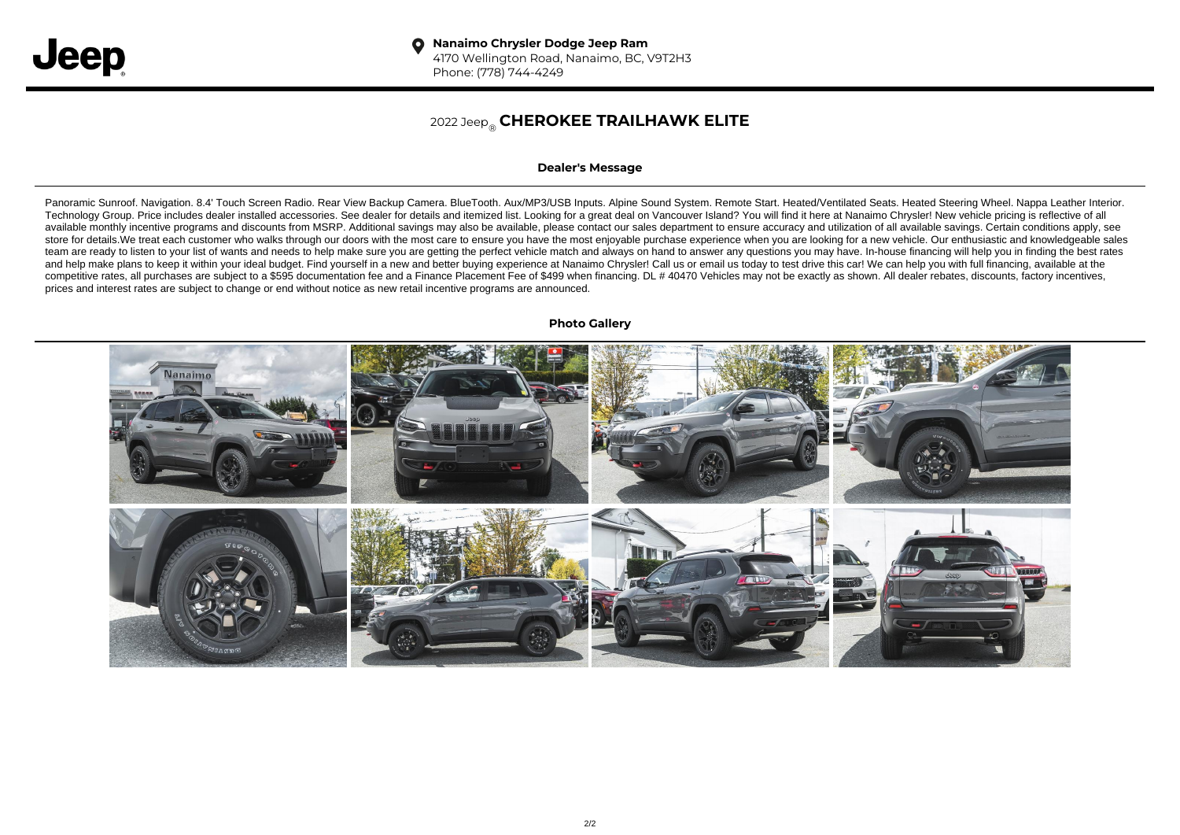**Nanaimo Chrysler Dodge Jeep Ram**
4170 Wellington Road, Nanaimo, BC, V9T2H3
Phone: (778) 744-4249

# 2022 Jeep® CHEROKEE TRAILHAWK ELITE

## Dealer's Message

Panoramic Sunroof. Navigation. 8.4' Touch Screen Radio. Rear View Backup Camera. BlueTooth. Aux/MP3/USB Inputs. Alpine Sound System. Remote Start. Heated/Ventilated Seats. Heated Steering Wheel. Nappa Leather Interior. Technology Group. Price includes dealer installed accessories. See dealer for details and itemized list. Looking for a great deal on Vancouver Island? You will find it here at Nanaimo Chrysler! New vehicle pricing is reflective of all available monthly incentive programs and discounts from MSRP. Additional savings may also be available, please contact our sales department to ensure accuracy and utilization of all available savings. Certain conditions apply, see store for details.We treat each customer who walks through our doors with the most care to ensure you have the most enjoyable purchase experience when you are looking for a new vehicle. Our enthusiastic and knowledgeable sales team are ready to listen to your list of wants and needs to help make sure you are getting the perfect vehicle match and always on hand to answer any questions you may have. In-house financing will help you in finding the best rates and help make plans to keep it within your ideal budget. Find yourself in a new and better buying experience at Nanaimo Chrysler! Call us or email us today to test drive this car! We can help you with full financing, available at the competitive rates, all purchases are subject to a $595 documentation fee and a Finance Placement Fee of $499 when financing. DL # 40470 Vehicles may not be exactly as shown. All dealer rebates, discounts, factory incentives, prices and interest rates are subject to change or end without notice as new retail incentive programs are announced.

## Photo Gallery